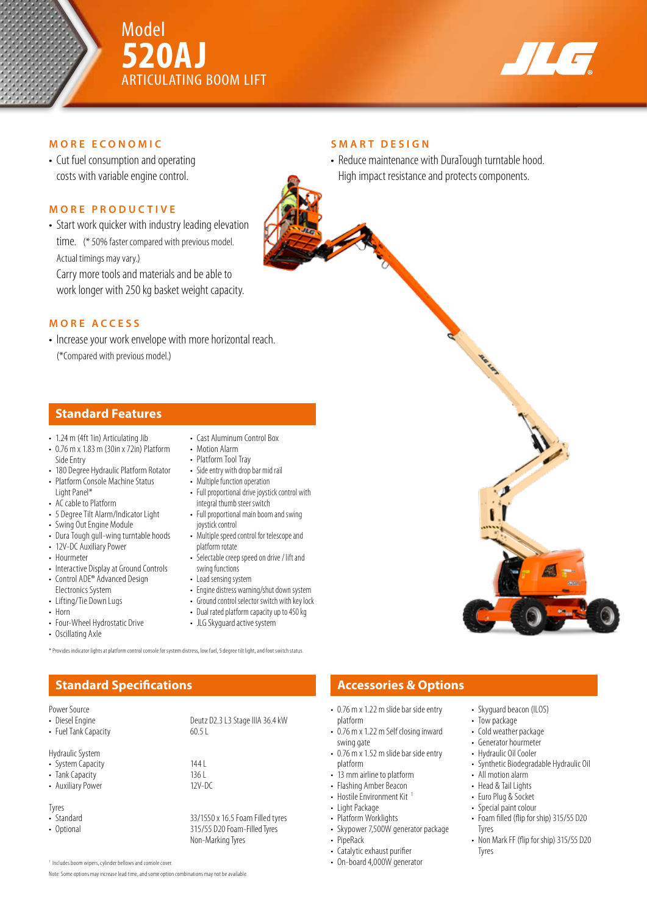# Model 520AJ ARTICULATING BOOM LIFT

## MORE ECONOMIC

- Cut fuel consumption and operating costs with variable engine control.

## MORE PRODUCTIVE

- Start work quicker with industry leading elevation time. (* 50% faster compared with previous model. Actual timings may vary.)
  Carry more tools and materials and be able to work longer with 250 kg basket weight capacity.

## MORE ACCESS

- Increase your work envelope with more horizontal reach. (*Compared with previous model.)

## SMART DESIGN

- Reduce maintenance with DuraTough turntable hood. High impact resistance and protects components.

## Standard Features

- 1.24 m (4ft 1in) Articulating Jib
- 0.76 m x 1.83 m (30in x 72in) Platform Side Entry
- 180 Degree Hydraulic Platform Rotator
- Platform Console Machine Status Light Panel*
- AC cable to Platform
- 5 Degree Tilt Alarm/Indicator Light
- Swing Out Engine Module
- Dura Tough gull-wing turntable hoods
- 12V-DC Auxiliary Power
- Hourmeter
- Interactive Display at Ground Controls
- Control ADE® Advanced Design Electronics System
- Lifting/Tie Down Lugs
- Horn
- Four-Wheel Hydrostatic Drive
- Oscillating Axle
- Cast Aluminum Control Box
- Motion Alarm
- Platform Tool Tray
- Side entry with drop bar mid rail
- Multiple function operation
- Full proportional drive joystick control with integral thumb steer switch
- Full proportional main boom and swing joystick control
- Multiple speed control for telescope and platform rotate
- Selectable creep speed on drive / lift and swing functions
- Load sensing system
- Engine distress warning/shut down system
- Ground control selector switch with key lock
- Dual rated platform capacity up to 450 kg
- JLG Skyguard active system

* Provides indicator lights at platform control console for system distress, low fuel, 5 degree tilt light, and foot switch status.

## Standard Specifications

| | |
|---|---|
| **Power Source** | |
| • Diesel Engine | Deutz D2.3 L3 Stage IIIA 36.4 kW |
| • Fuel Tank Capacity | 60.5 L |
| **Hydraulic System** | |
| • System Capacity | 144 L |
| • Tank Capacity | 136 L |
| • Auxiliary Power | 12V-DC |
| **Tyres** | |
| • Standard | 33/1550 x 16.5 Foam Filled tyres |
| • Optional | 315/55 D20 Foam-Filled Tyres<br>Non-Marking Tyres |

[1] Includes boom wipers, cylinder bellows and console cover.

Note: Some options may increase lead time, and some option combinations may not be available.

## Accessories & Options

- 0.76 m x 1.22 m slide bar side entry platform
- 0.76 m x 1.22 m Self closing inward swing gate
- 0.76 m x 1.52 m slide bar side entry platform
- 13 mm airline to platform
- Flashing Amber Beacon
- Hostile Environment Kit [1]
- Light Package
- Platform Worklights
- Skypower 7,500W generator package
- PipeRack
- Catalytic exhaust purifier
- On-board 4,000W generator
- Skyguard beacon (ILOS)
- Tow package
- Cold weather package
- Generator hourmeter
- Hydraulic Oil Cooler
- Synthetic Biodegradable Hydraulic Oil
- All motion alarm
- Head & Tail Lights
- Euro Plug & Socket
- Special paint colour
- Foam filled (flip for ship) 315/55 D20 Tyres
- Non Mark FF (flip for ship) 315/55 D20 Tyres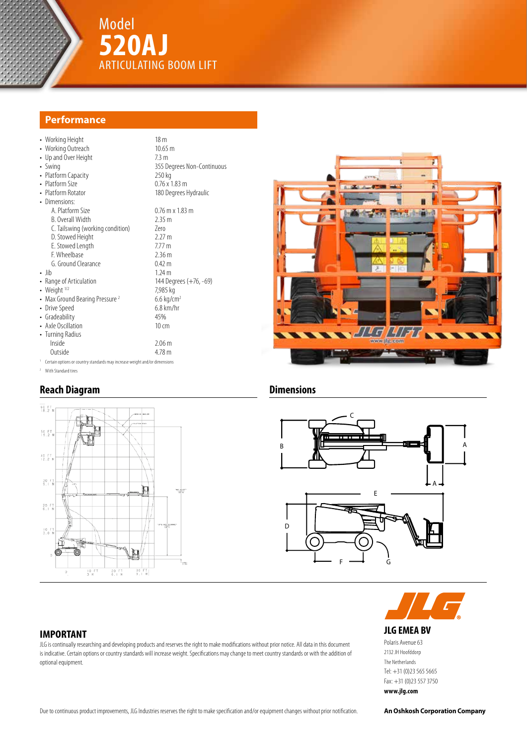Model

# 520AJ

ARTICULATING BOOM LIFT

## Performance

| | |
|---|---|
| • Working Height | 18 m |
| • Working Outreach | 10.65 m |
| • Up and Over Height | 7.3 m |
| • Swing | 355 Degrees Non-Continuous |
| • Platform Capacity | 250 kg |
| • Platform Size | 0.76 x 1.83 m |
| • Platform Rotator | 180 Degrees Hydraulic |
| • Dimensions: | |
| A. Platform Size | 0.76 m x 1.83 m |
| B. Overall Width | 2.35 m |
| C. Tailswing (working condition) | Zero |
| D. Stowed Height | 2.27 m |
| E. Stowed Length | 7.77 m |
| F. Wheelbase | 2.36 m |
| G. Ground Clearance | 0.42 m |
| • Jib | 1.24 m |
| • Range of Articulation | 144 Degrees (+76, -69) |
| • Weight [1/2] | 7,985 kg |
| • Max Ground Bearing Pressure [2] | 6.6 kg/cm² |
| • Drive Speed | 6.8 km/hr |
| • Gradeability | 45% |
| • Axle Oscillation | 10 cm |
| • Turning Radius | |
| Inside | 2.06 m |
| Outside | 4.78 m |

[1] Certain options or country standards may increase weight and/or dimensions

[2] With Standard tires

## Reach Diagram

60 FT 18.2 M
50 FT 15.2 M
40 FT 12.2 M
30 FT 9.1 M
20 FT 6.1 M
10 FT 3.0 M
0
10 FT 3 M
20 FT 6.1 M
30 FT 9.1 M

## Dimensions

A
B
C
D
E
F
G

## IMPORTANT

JLG is continually researching and developing products and reserves the right to make modifications without prior notice. All data in this document is indicative. Certain options or country standards will increase weight. Specifications may change to meet country standards or with the addition of optional equipment.

**JLG EMEA BV**

Polaris Avenue 63
2132 JH Hoofddorp
The Netherlands
Tel: +31 (0)23 565 5665
Fax: +31 (0)23 557 3750
**www.jlg.com**

Due to continuous product improvements, JLG Industries reserves the right to make specification and/or equipment changes without prior notification.

**An Oshkosh Corporation Company**